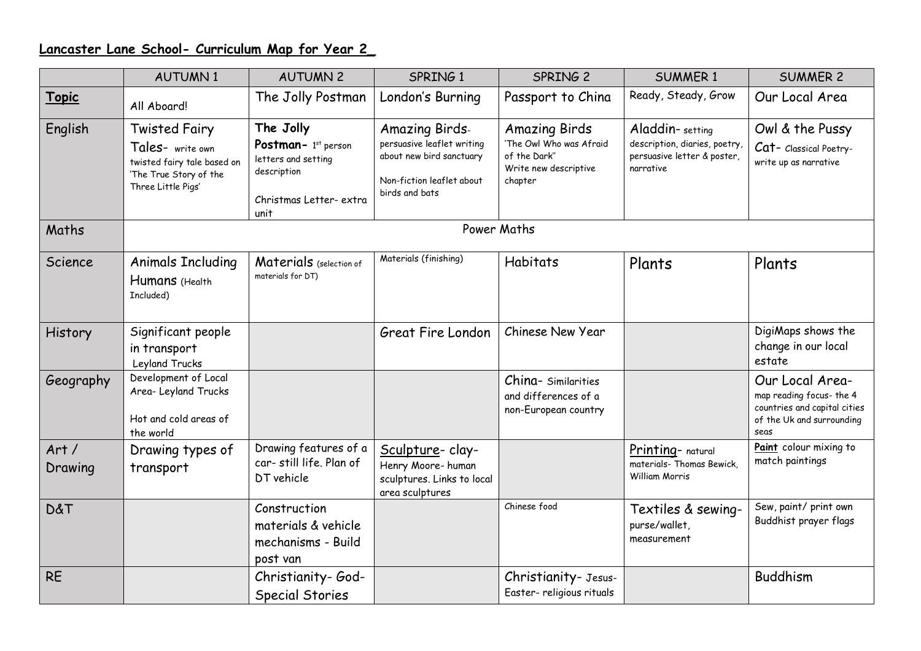**Lancaster Lane School- Curriculum Map for Year 2_**

| | AUTUMN 1 | AUTUMN 2 | SPRING 1 | SPRING 2 | SUMMER 1 | SUMMER 2 |
|---|---|---|---|---|---|---|
| **Topic** | All Aboard! | The Jolly Postman | London's Burning | Passport to China | Ready, Steady, Grow | Our Local Area |
| English | Twisted Fairy Tales- write own twisted fairy tale based on 'The True Story of the Three Little Pigs' | **The Jolly Postman-** 1st person letters and setting description<br><br>Christmas Letter- extra unit | Amazing Birds- persuasive leaflet writing about new bird sanctuary<br><br>Non-fiction leaflet about birds and bats | Amazing Birds 'The Owl Who was Afraid of the Dark'' Write new descriptive chapter | Aladdin- setting description, diaries, poetry, persuasive letter & poster, narrative | Owl & the Pussy Cat- Classical Poetry- write up as narrative |
| Maths | Power Maths | | | | | |
| Science | Animals Including Humans (Health Included) | Materials (selection of materials for DT) | Materials (finishing) | Habitats | Plants | Plants |
| History | Significant people in transport Leyland Trucks | | Great Fire London | Chinese New Year | | DigiMaps shows the change in our local estate |
| Geography | Development of Local Area- Leyland Trucks<br><br>Hot and cold areas of the world | | | China- Similarities and differences of a non-European country | | Our Local Area- map reading focus- the 4 countries and capital cities of the UK and surrounding seas |
| Art / Drawing | Drawing types of transport | Drawing features of a car- still life. Plan of DT vehicle | Sculpture- clay- Henry Moore- human sculptures. Links to local area sculptures | | Printing- natural materials- Thomas Bewick, William Morris | **Paint** colour mixing to match paintings |
| D&T | | Construction materials & vehicle mechanisms - Build post van | | Chinese food | Textiles & sewing- purse/wallet, measurement | Sew, paint/ print own Buddhist prayer flags |
| RE | | Christianity- God- Special Stories | | Christianity- Jesus- Easter- religious rituals | | Buddhism |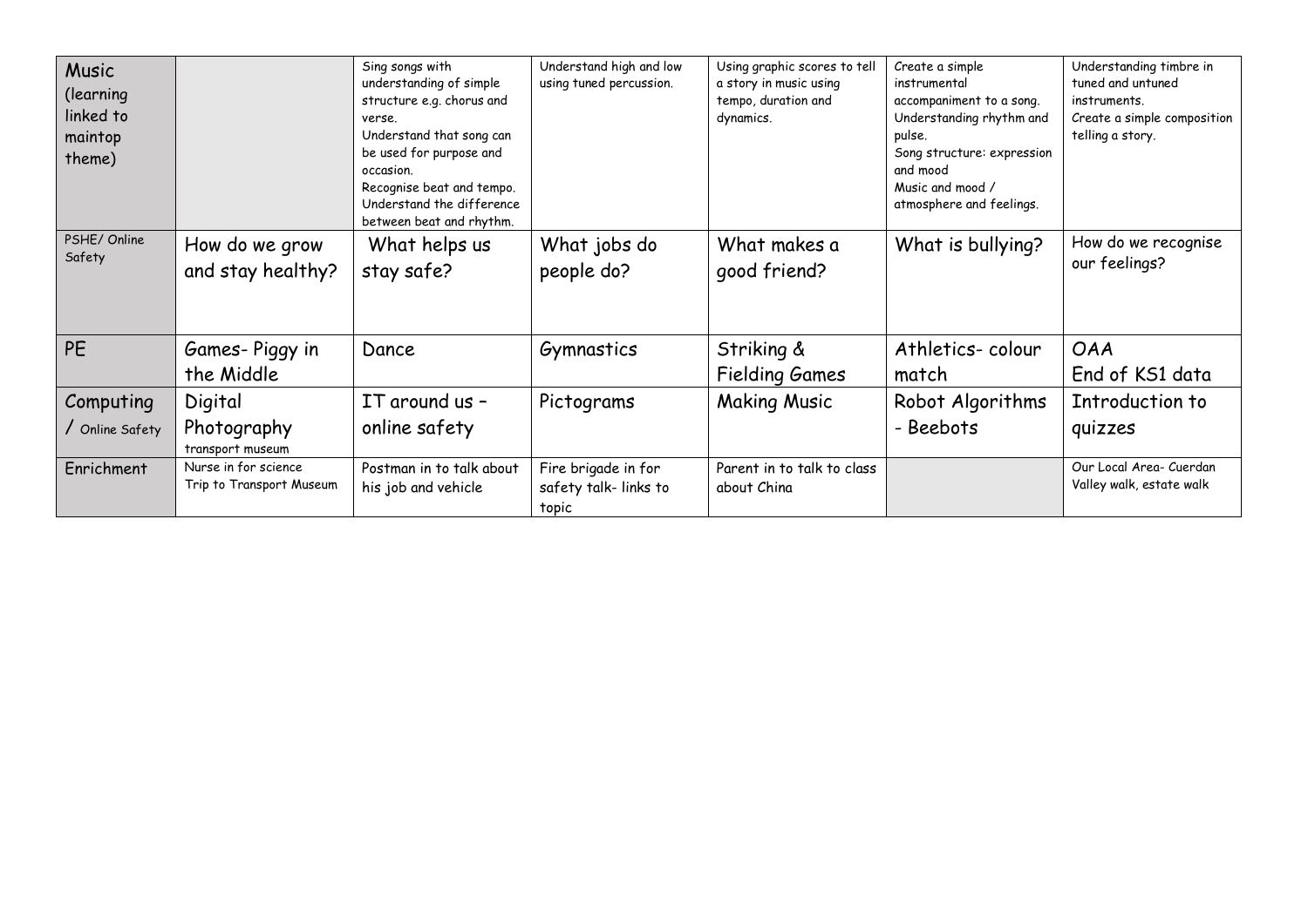| | | | | | | |
|---|---|---|---|---|---|---|
| Music (learning linked to maintop theme) | | Sing songs with understanding of simple structure e.g. chorus and verse. Understand that song can be used for purpose and occasion. Recognise beat and tempo. Understand the difference between beat and rhythm. | Understand high and low using tuned percussion. | Using graphic scores to tell a story in music using tempo, duration and dynamics. | Create a simple instrumental accompaniment to a song. Understanding rhythm and pulse. Song structure: expression and mood Music and mood / atmosphere and feelings. | Understanding timbre in tuned and untuned instruments. Create a simple composition telling a story. |
| PSHE/ Online Safety | How do we grow and stay healthy? | What helps us stay safe? | What jobs do people do? | What makes a good friend? | What is bullying? | How do we recognise our feelings? |
| PE | Games- Piggy in the Middle | Dance | Gymnastics | Striking & Fielding Games | Athletics- colour match | OAA End of KS1 data |
| Computing / Online Safety | Digital Photography transport museum | IT around us – online safety | Pictograms | Making Music | Robot Algorithms - Beebots | Introduction to quizzes |
| Enrichment | Nurse in for science Trip to Transport Museum | Postman in to talk about his job and vehicle | Fire brigade in for safety talk- links to topic | Parent in to talk to class about China | | Our Local Area- Cuerdan Valley walk, estate walk |